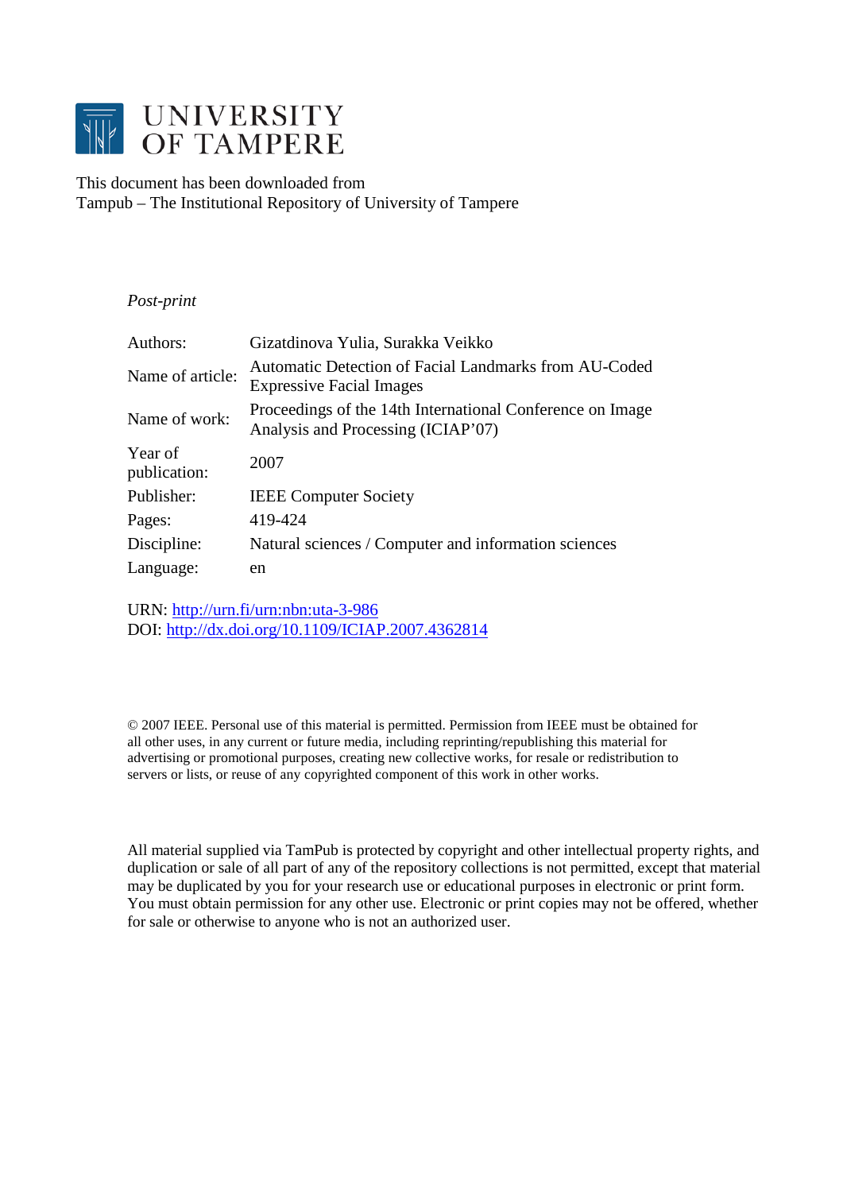# UNIVERSITY OF TAMPERE

This document has been downloaded from
Tampub – The Institutional Repository of University of Tampere

*Post-print*

| | |
|---|---|
| Authors: | Gizatdinova Yulia, Surakka Veikko |
| Name of article: | Automatic Detection of Facial Landmarks from AU-Coded Expressive Facial Images |
| Name of work: | Proceedings of the 14th International Conference on Image Analysis and Processing (ICIAP'07) |
| Year of publication: | 2007 |
| Publisher: | IEEE Computer Society |
| Pages: | 419-424 |
| Discipline: | Natural sciences / Computer and information sciences |
| Language: | en |

URN: http://urn.fi/urn:nbn:uta-3-986
DOI: http://dx.doi.org/10.1109/ICIAP.2007.4362814

© 2007 IEEE. Personal use of this material is permitted. Permission from IEEE must be obtained for all other uses, in any current or future media, including reprinting/republishing this material for advertising or promotional purposes, creating new collective works, for resale or redistribution to servers or lists, or reuse of any copyrighted component of this work in other works.

All material supplied via TamPub is protected by copyright and other intellectual property rights, and duplication or sale of all part of any of the repository collections is not permitted, except that material may be duplicated by you for your research use or educational purposes in electronic or print form. You must obtain permission for any other use. Electronic or print copies may not be offered, whether for sale or otherwise to anyone who is not an authorized user.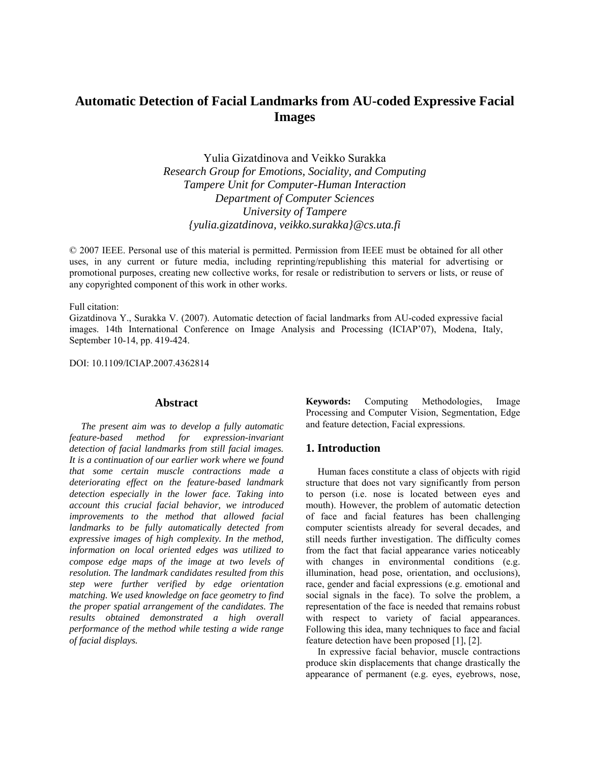# Automatic Detection of Facial Landmarks from AU-coded Expressive Facial Images

Yulia Gizatdinova and Veikko Surakka
*Research Group for Emotions, Sociality, and Computing*
*Tampere Unit for Computer-Human Interaction*
*Department of Computer Sciences*
*University of Tampere*
*{yulia.gizatdinova, veikko.surakka}@cs.uta.fi*

© 2007 IEEE. Personal use of this material is permitted. Permission from IEEE must be obtained for all other uses, in any current or future media, including reprinting/republishing this material for advertising or promotional purposes, creating new collective works, for resale or redistribution to servers or lists, or reuse of any copyrighted component of this work in other works.

Full citation:
Gizatdinova Y., Surakka V. (2007). Automatic detection of facial landmarks from AU-coded expressive facial images. 14th International Conference on Image Analysis and Processing (ICIAP'07), Modena, Italy, September 10-14, pp. 419-424.

DOI: 10.1109/ICIAP.2007.4362814

## Abstract

*The present aim was to develop a fully automatic feature-based method for expression-invariant detection of facial landmarks from still facial images. It is a continuation of our earlier work where we found that some certain muscle contractions made a deteriorating effect on the feature-based landmark detection especially in the lower face. Taking into account this crucial facial behavior, we introduced improvements to the method that allowed facial landmarks to be fully automatically detected from expressive images of high complexity. In the method, information on local oriented edges was utilized to compose edge maps of the image at two levels of resolution. The landmark candidates resulted from this step were further verified by edge orientation matching. We used knowledge on face geometry to find the proper spatial arrangement of the candidates. The results obtained demonstrated a high overall performance of the method while testing a wide range of facial displays.*

**Keywords:** Computing Methodologies, Image Processing and Computer Vision, Segmentation, Edge and feature detection, Facial expressions.

## 1. Introduction

Human faces constitute a class of objects with rigid structure that does not vary significantly from person to person (i.e. nose is located between eyes and mouth). However, the problem of automatic detection of face and facial features has been challenging computer scientists already for several decades, and still needs further investigation. The difficulty comes from the fact that facial appearance varies noticeably with changes in environmental conditions (e.g. illumination, head pose, orientation, and occlusions), race, gender and facial expressions (e.g. emotional and social signals in the face). To solve the problem, a representation of the face is needed that remains robust with respect to variety of facial appearances. Following this idea, many techniques to face and facial feature detection have been proposed [1], [2].

In expressive facial behavior, muscle contractions produce skin displacements that change drastically the appearance of permanent (e.g. eyes, eyebrows, nose,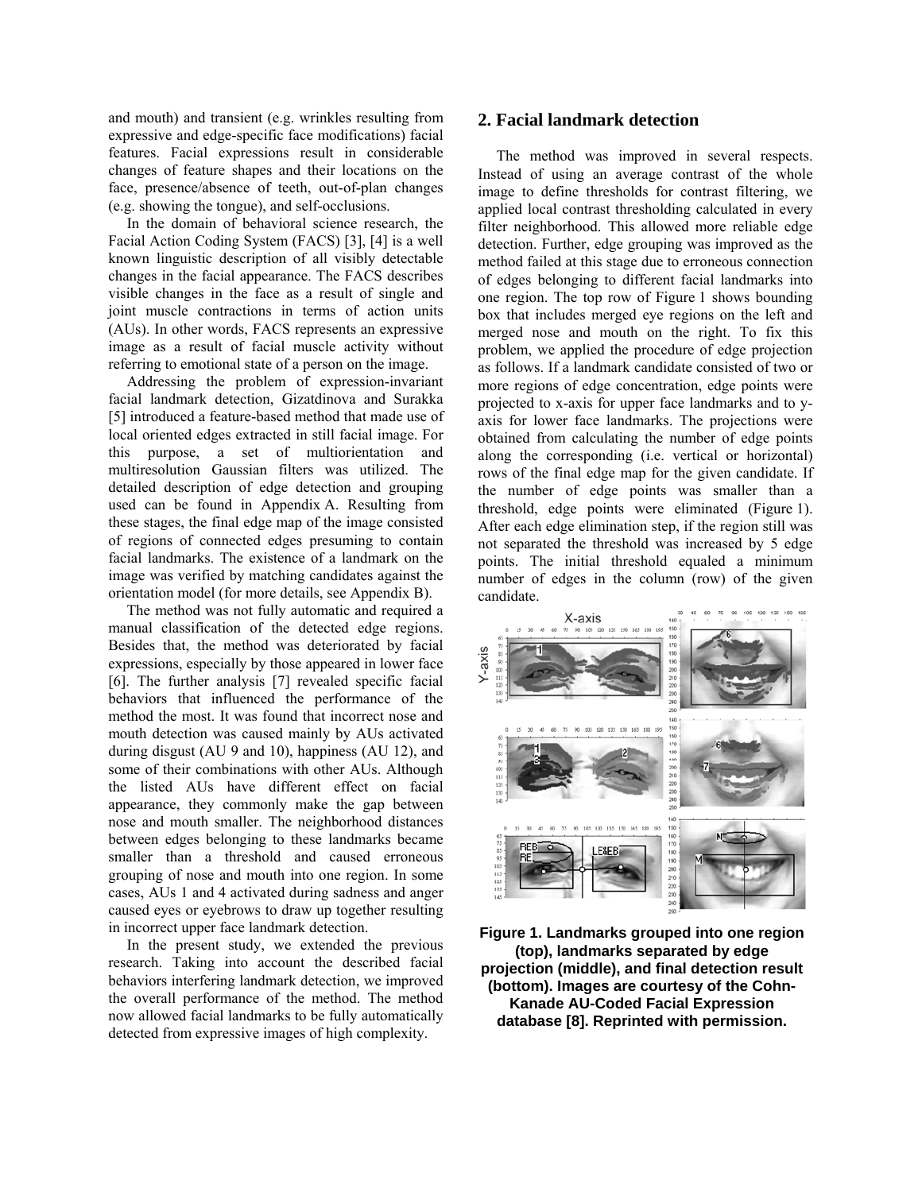and mouth) and transient (e.g. wrinkles resulting from expressive and edge-specific face modifications) facial features. Facial expressions result in considerable changes of feature shapes and their locations on the face, presence/absence of teeth, out-of-plan changes (e.g. showing the tongue), and self-occlusions.

In the domain of behavioral science research, the Facial Action Coding System (FACS) [3], [4] is a well known linguistic description of all visibly detectable changes in the facial appearance. The FACS describes visible changes in the face as a result of single and joint muscle contractions in terms of action units (AUs). In other words, FACS represents an expressive image as a result of facial muscle activity without referring to emotional state of a person on the image.

Addressing the problem of expression-invariant facial landmark detection, Gizatdinova and Surakka [5] introduced a feature-based method that made use of local oriented edges extracted in still facial image. For this purpose, a set of multiorientation and multiresolution Gaussian filters was utilized. The detailed description of edge detection and grouping used can be found in Appendix A. Resulting from these stages, the final edge map of the image consisted of regions of connected edges presuming to contain facial landmarks. The existence of a landmark on the image was verified by matching candidates against the orientation model (for more details, see Appendix B).

The method was not fully automatic and required a manual classification of the detected edge regions. Besides that, the method was deteriorated by facial expressions, especially by those appeared in lower face [6]. The further analysis [7] revealed specific facial behaviors that influenced the performance of the method the most. It was found that incorrect nose and mouth detection was caused mainly by AUs activated during disgust (AU 9 and 10), happiness (AU 12), and some of their combinations with other AUs. Although the listed AUs have different effect on facial appearance, they commonly make the gap between nose and mouth smaller. The neighborhood distances between edges belonging to these landmarks became smaller than a threshold and caused erroneous grouping of nose and mouth into one region. In some cases, AUs 1 and 4 activated during sadness and anger caused eyes or eyebrows to draw up together resulting in incorrect upper face landmark detection.

In the present study, we extended the previous research. Taking into account the described facial behaviors interfering landmark detection, we improved the overall performance of the method. The method now allowed facial landmarks to be fully automatically detected from expressive images of high complexity.

## 2. Facial landmark detection

The method was improved in several respects. Instead of using an average contrast of the whole image to define thresholds for contrast filtering, we applied local contrast thresholding calculated in every filter neighborhood. This allowed more reliable edge detection. Further, edge grouping was improved as the method failed at this stage due to erroneous connection of edges belonging to different facial landmarks into one region. The top row of Figure 1 shows bounding box that includes merged eye regions on the left and merged nose and mouth on the right. To fix this problem, we applied the procedure of edge projection as follows. If a landmark candidate consisted of two or more regions of edge concentration, edge points were projected to x-axis for upper face landmarks and to y-axis for lower face landmarks. The projections were obtained from calculating the number of edge points along the corresponding (i.e. vertical or horizontal) rows of the final edge map for the given candidate. If the number of edge points was smaller than a threshold, edge points were eliminated (Figure 1). After each edge elimination step, if the region still was not separated the threshold was increased by 5 edge points. The initial threshold equaled a minimum number of edges in the column (row) of the given candidate.

**Figure 1. Landmarks grouped into one region (top), landmarks separated by edge projection (middle), and final detection result (bottom). Images are courtesy of the Cohn-Kanade AU-Coded Facial Expression database [8]. Reprinted with permission.**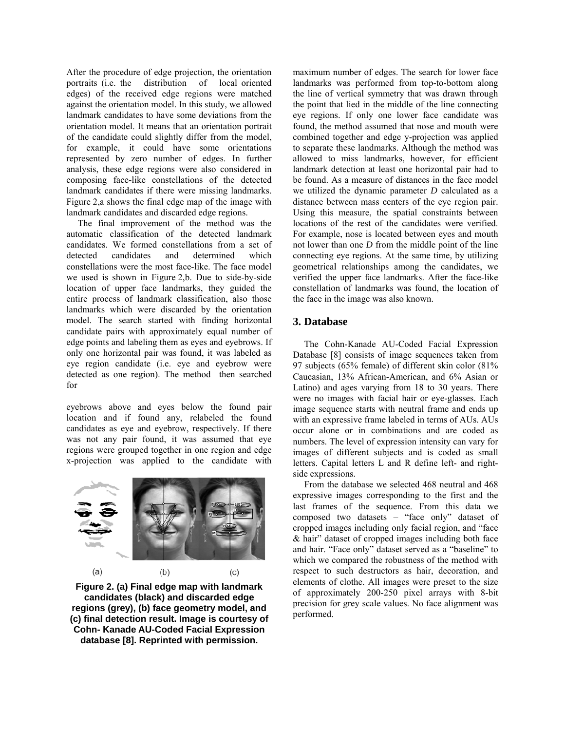After the procedure of edge projection, the orientation portraits (i.e. the distribution of local oriented edges) of the received edge regions were matched against the orientation model. In this study, we allowed landmark candidates to have some deviations from the orientation model. It means that an orientation portrait of the candidate could slightly differ from the model, for example, it could have some orientations represented by zero number of edges. In further analysis, these edge regions were also considered in composing face-like constellations of the detected landmark candidates if there were missing landmarks. Figure 2,a shows the final edge map of the image with landmark candidates and discarded edge regions.

The final improvement of the method was the automatic classification of the detected landmark candidates. We formed constellations from a set of detected candidates and determined which constellations were the most face-like. The face model we used is shown in Figure 2,b. Due to side-by-side location of upper face landmarks, they guided the entire process of landmark classification, also those landmarks which were discarded by the orientation model. The search started with finding horizontal candidate pairs with approximately equal number of edge points and labeling them as eyes and eyebrows. If only one horizontal pair was found, it was labeled as eye region candidate (i.e. eye and eyebrow were detected as one region). The method then searched for eyebrows above and eyes below the found pair location and if found any, relabeled the found candidates as eye and eyebrow, respectively. If there was not any pair found, it was assumed that eye regions were grouped together in one region and edge x-projection was applied to the candidate with maximum number of edges. The search for lower face landmarks was performed from top-to-bottom along the line of vertical symmetry that was drawn through the point that lied in the middle of the line connecting eye regions. If only one lower face candidate was found, the method assumed that nose and mouth were combined together and edge y-projection was applied to separate these landmarks. Although the method was allowed to miss landmarks, however, for efficient landmark detection at least one horizontal pair had to be found. As a measure of distances in the face model we utilized the dynamic parameter *D* calculated as a distance between mass centers of the eye region pair. Using this measure, the spatial constraints between locations of the rest of the candidates were verified. For example, nose is located between eyes and mouth not lower than one *D* from the middle point of the line connecting eye regions. At the same time, by utilizing geometrical relationships among the candidates, we verified the upper face landmarks. After the face-like constellation of landmarks was found, the location of the face in the image was also known.

**Figure 2. (a) Final edge map with landmark candidates (black) and discarded edge regions (grey), (b) face geometry model, and (c) final detection result. Image is courtesy of Cohn- Kanade AU-Coded Facial Expression database [8]. Reprinted with permission.**

## 3. Database

The Cohn-Kanade AU-Coded Facial Expression Database [8] consists of image sequences taken from 97 subjects (65% female) of different skin color (81% Caucasian, 13% African-American, and 6% Asian or Latino) and ages varying from 18 to 30 years. There were no images with facial hair or eye-glasses. Each image sequence starts with neutral frame and ends up with an expressive frame labeled in terms of AUs. AUs occur alone or in combinations and are coded as numbers. The level of expression intensity can vary for images of different subjects and is coded as small letters. Capital letters L and R define left- and right-side expressions.

From the database we selected 468 neutral and 468 expressive images corresponding to the first and the last frames of the sequence. From this data we composed two datasets – "face only" dataset of cropped images including only facial region, and "face & hair" dataset of cropped images including both face and hair. "Face only" dataset served as a "baseline" to which we compared the robustness of the method with respect to such destructors as hair, decoration, and elements of clothe. All images were preset to the size of approximately 200-250 pixel arrays with 8-bit precision for grey scale values. No face alignment was performed.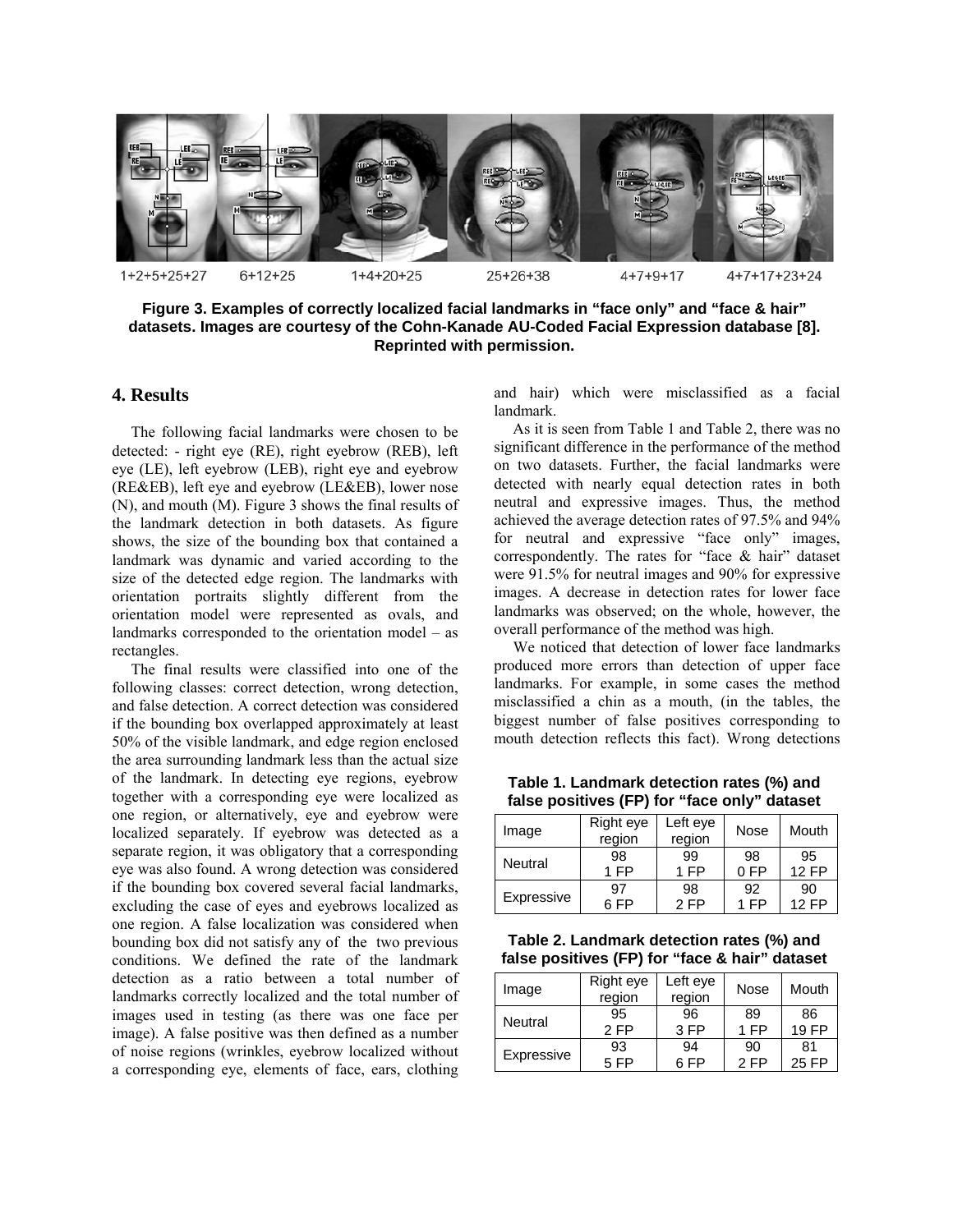1+2+5+25+27 6+12+25 1+4+20+25 25+26+38 4+7+9+17 4+7+17+23+24

**Figure 3. Examples of correctly localized facial landmarks in "face only" and "face & hair" datasets. Images are courtesy of the Cohn-Kanade AU-Coded Facial Expression database [8]. Reprinted with permission.**

## 4. Results

The following facial landmarks were chosen to be detected: - right eye (RE), right eyebrow (REB), left eye (LE), left eyebrow (LEB), right eye and eyebrow (RE&EB), left eye and eyebrow (LE&EB), lower nose (N), and mouth (M). Figure 3 shows the final results of the landmark detection in both datasets. As figure shows, the size of the bounding box that contained a landmark was dynamic and varied according to the size of the detected edge region. The landmarks with orientation portraits slightly different from the orientation model were represented as ovals, and landmarks corresponded to the orientation model – as rectangles.

The final results were classified into one of the following classes: correct detection, wrong detection, and false detection. A correct detection was considered if the bounding box overlapped approximately at least 50% of the visible landmark, and edge region enclosed the area surrounding landmark less than the actual size of the landmark. In detecting eye regions, eyebrow together with a corresponding eye were localized as one region, or alternatively, eye and eyebrow were localized separately. If eyebrow was detected as a separate region, it was obligatory that a corresponding eye was also found. A wrong detection was considered if the bounding box covered several facial landmarks, excluding the case of eyes and eyebrows localized as one region. A false localization was considered when bounding box did not satisfy any of the two previous conditions. We defined the rate of the landmark detection as a ratio between a total number of landmarks correctly localized and the total number of images used in testing (as there was one face per image). A false positive was then defined as a number of noise regions (wrinkles, eyebrow localized without a corresponding eye, elements of face, ears, clothing and hair) which were misclassified as a facial landmark.

As it is seen from Table 1 and Table 2, there was no significant difference in the performance of the method on two datasets. Further, the facial landmarks were detected with nearly equal detection rates in both neutral and expressive images. Thus, the method achieved the average detection rates of 97.5% and 94% for neutral and expressive "face only" images, correspondently. The rates for "face & hair" dataset were 91.5% for neutral images and 90% for expressive images. A decrease in detection rates for lower face landmarks was observed; on the whole, however, the overall performance of the method was high.

We noticed that detection of lower face landmarks produced more errors than detection of upper face landmarks. For example, in some cases the method misclassified a chin as a mouth, (in the tables, the biggest number of false positives corresponding to mouth detection reflects this fact). Wrong detections

**Table 1. Landmark detection rates (%) and false positives (FP) for "face only" dataset**

| Image | Right eye region | Left eye region | Nose | Mouth |
|---|---|---|---|---|
| Neutral | 98<br>1 FP | 99<br>1 FP | 98<br>0 FP | 95<br>12 FP |
| Expressive | 97<br>6 FP | 98<br>2 FP | 92<br>1 FP | 90<br>12 FP |

**Table 2. Landmark detection rates (%) and false positives (FP) for "face & hair" dataset**

| Image | Right eye region | Left eye region | Nose | Mouth |
|---|---|---|---|---|
| Neutral | 95<br>2 FP | 96<br>3 FP | 89<br>1 FP | 86<br>19 FP |
| Expressive | 93<br>5 FP | 94<br>6 FP | 90<br>2 FP | 81<br>25 FP |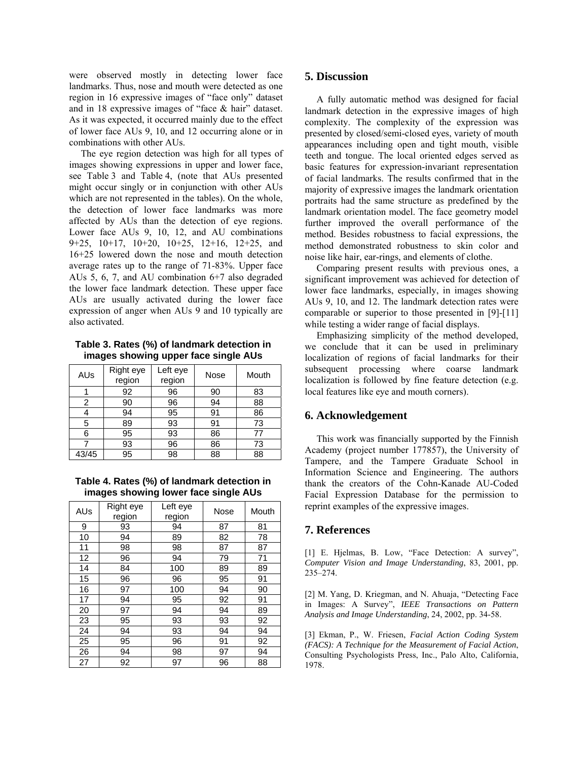were observed mostly in detecting lower face landmarks. Thus, nose and mouth were detected as one region in 16 expressive images of "face only" dataset and in 18 expressive images of "face & hair" dataset. As it was expected, it occurred mainly due to the effect of lower face AUs 9, 10, and 12 occurring alone or in combinations with other AUs.

The eye region detection was high for all types of images showing expressions in upper and lower face, see Table 3 and Table 4, (note that AUs presented might occur singly or in conjunction with other AUs which are not represented in the tables). On the whole, the detection of lower face landmarks was more affected by AUs than the detection of eye regions. Lower face AUs 9, 10, 12, and AU combinations 9+25, 10+17, 10+20, 10+25, 12+16, 12+25, and 16+25 lowered down the nose and mouth detection average rates up to the range of 71-83%. Upper face AUs 5, 6, 7, and AU combination 6+7 also degraded the lower face landmark detection. These upper face AUs are usually activated during the lower face expression of anger when AUs 9 and 10 typically are also activated.

**Table 3. Rates (%) of landmark detection in images showing upper face single AUs**

| AUs | Right eye region | Left eye region | Nose | Mouth |
|---|---|---|---|---|
| 1 | 92 | 96 | 90 | 83 |
| 2 | 90 | 96 | 94 | 88 |
| 4 | 94 | 95 | 91 | 86 |
| 5 | 89 | 93 | 91 | 73 |
| 6 | 95 | 93 | 86 | 77 |
| 7 | 93 | 96 | 86 | 73 |
| 43/45 | 95 | 98 | 88 | 88 |

**Table 4. Rates (%) of landmark detection in images showing lower face single AUs**

| AUs | Right eye region | Left eye region | Nose | Mouth |
|---|---|---|---|---|
| 9 | 93 | 94 | 87 | 81 |
| 10 | 94 | 89 | 82 | 78 |
| 11 | 98 | 98 | 87 | 87 |
| 12 | 96 | 94 | 79 | 71 |
| 14 | 84 | 100 | 89 | 89 |
| 15 | 96 | 96 | 95 | 91 |
| 16 | 97 | 100 | 94 | 90 |
| 17 | 94 | 95 | 92 | 91 |
| 20 | 97 | 94 | 94 | 89 |
| 23 | 95 | 93 | 93 | 92 |
| 24 | 94 | 93 | 94 | 94 |
| 25 | 95 | 96 | 91 | 92 |
| 26 | 94 | 98 | 97 | 94 |
| 27 | 92 | 97 | 96 | 88 |

## 5. Discussion

A fully automatic method was designed for facial landmark detection in the expressive images of high complexity. The complexity of the expression was presented by closed/semi-closed eyes, variety of mouth appearances including open and tight mouth, visible teeth and tongue. The local oriented edges served as basic features for expression-invariant representation of facial landmarks. The results confirmed that in the majority of expressive images the landmark orientation portraits had the same structure as predefined by the landmark orientation model. The face geometry model further improved the overall performance of the method. Besides robustness to facial expressions, the method demonstrated robustness to skin color and noise like hair, ear-rings, and elements of clothe.

Comparing present results with previous ones, a significant improvement was achieved for detection of lower face landmarks, especially, in images showing AUs 9, 10, and 12. The landmark detection rates were comparable or superior to those presented in [9]-[11] while testing a wider range of facial displays.

Emphasizing simplicity of the method developed, we conclude that it can be used in preliminary localization of regions of facial landmarks for their subsequent processing where coarse landmark localization is followed by fine feature detection (e.g. local features like eye and mouth corners).

## 6. Acknowledgement

This work was financially supported by the Finnish Academy (project number 177857), the University of Tampere, and the Tampere Graduate School in Information Science and Engineering. The authors thank the creators of the Cohn-Kanade AU-Coded Facial Expression Database for the permission to reprint examples of the expressive images.

## 7. References

[1] E. Hjelmas, B. Low, "Face Detection: A survey", *Computer Vision and Image Understanding*, 83, 2001, pp. 235–274.

[2] M. Yang, D. Kriegman, and N. Ahuaja, "Detecting Face in Images: A Survey", *IEEE Transactions on Pattern Analysis and Image Understanding*, 24, 2002, pp. 34-58.

[3] Ekman, P., W. Friesen, *Facial Action Coding System (FACS): A Technique for the Measurement of Facial Action*, Consulting Psychologists Press, Inc., Palo Alto, California, 1978.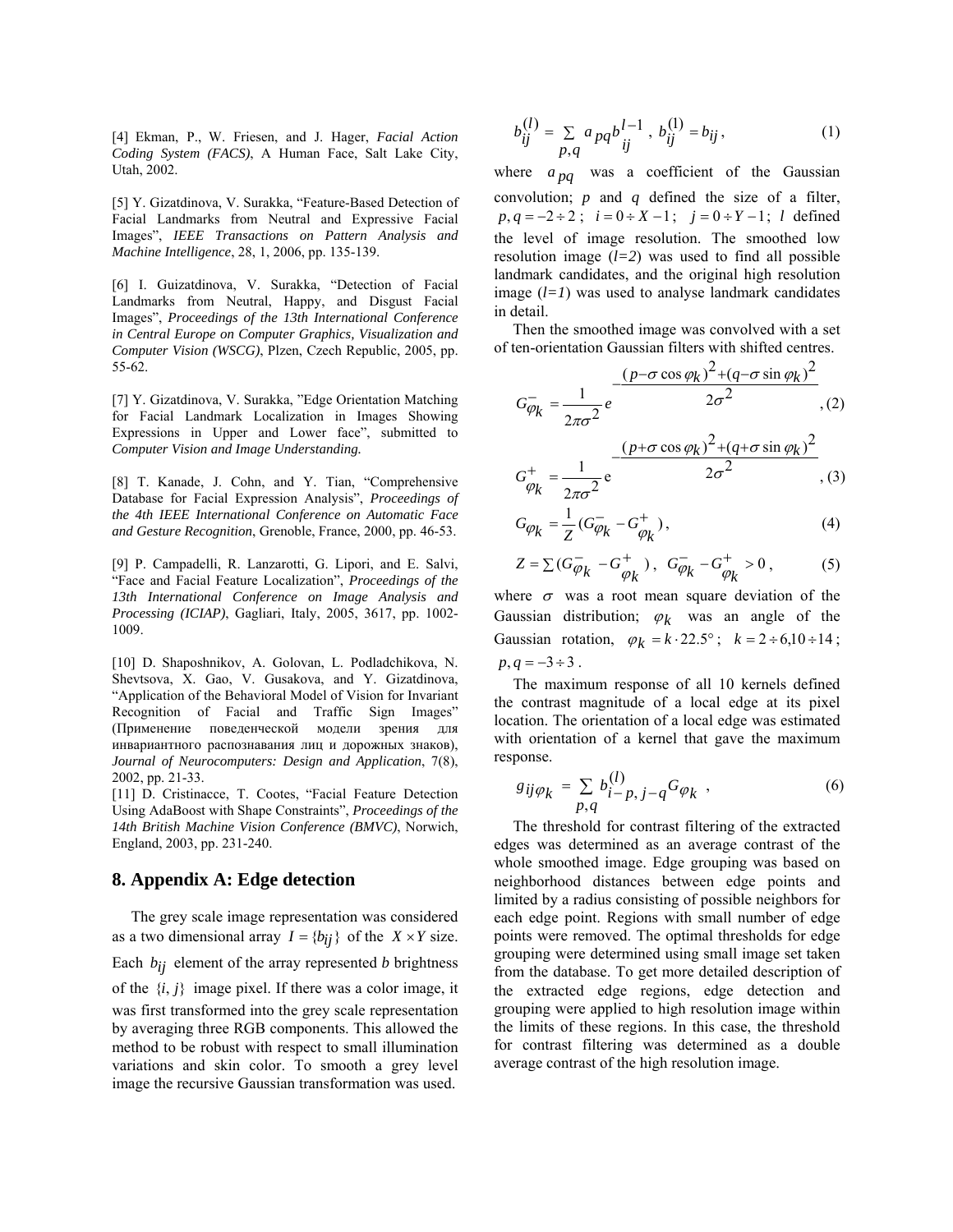[4] Ekman, P., W. Friesen, and J. Hager, *Facial Action Coding System (FACS)*, A Human Face, Salt Lake City, Utah, 2002.

[5] Y. Gizatdinova, V. Surakka, "Feature-Based Detection of Facial Landmarks from Neutral and Expressive Facial Images", *IEEE Transactions on Pattern Analysis and Machine Intelligence*, 28, 1, 2006, pp. 135-139.

[6] I. Guizatdinova, V. Surakka, "Detection of Facial Landmarks from Neutral, Happy, and Disgust Facial Images", *Proceedings of the 13th International Conference in Central Europe on Computer Graphics, Visualization and Computer Vision (WSCG)*, Plzen, Czech Republic, 2005, pp. 55-62.

[7] Y. Gizatdinova, V. Surakka, "Edge Orientation Matching for Facial Landmark Localization in Images Showing Expressions in Upper and Lower face", submitted to *Computer Vision and Image Understanding.*

[8] T. Kanade, J. Cohn, and Y. Tian, "Comprehensive Database for Facial Expression Analysis", *Proceedings of the 4th IEEE International Conference on Automatic Face and Gesture Recognition*, Grenoble, France, 2000, pp. 46-53.

[9] P. Campadelli, R. Lanzarotti, G. Lipori, and E. Salvi, "Face and Facial Feature Localization", *Proceedings of the 13th International Conference on Image Analysis and Processing (ICIAP)*, Gagliari, Italy, 2005, 3617, pp. 1002-1009.

[10] D. Shaposhnikov, A. Golovan, L. Podladchikova, N. Shevtsova, X. Gao, V. Gusakova, and Y. Gizatdinova, "Application of the Behavioral Model of Vision for Invariant Recognition of Facial and Traffic Sign Images" (Применение поведенческой модели зрения для инвариантного распознавания лиц и дорожных знаков), *Journal of Neurocomputers: Design and Application*, 7(8), 2002, pp. 21-33.

[11] D. Cristinacce, T. Cootes, "Facial Feature Detection Using AdaBoost with Shape Constraints", *Proceedings of the 14th British Machine Vision Conference (BMVC)*, Norwich, England, 2003, pp. 231-240.

## 8. Appendix A: Edge detection

The grey scale image representation was considered as a two dimensional array $I = \{b_{ij}\}$ of the $X \times Y$ size. Each $b_{ij}$ element of the array represented *b* brightness of the $\{i, j\}$ image pixel. If there was a color image, it was first transformed into the grey scale representation by averaging three RGB components. This allowed the method to be robust with respect to small illumination variations and skin color. To smooth a grey level image the recursive Gaussian transformation was used.

$$b_{ij}^{(l)} = \sum_{p,q} a_{pq} b_{ij}^{l-1}, \; b_{ij}^{(1)} = b_{ij}, \tag{1}$$

where $a_{pq}$ was a coefficient of the Gaussian convolution; $p$ and $q$ defined the size of a filter, $p,q = -2 \div 2$; $i = 0 \div X-1$; $j = 0 \div Y-1$; $l$ defined the level of image resolution. The smoothed low resolution image (*l=2*) was used to find all possible landmark candidates, and the original high resolution image (*l=1*) was used to analyse landmark candidates in detail.

Then the smoothed image was convolved with a set of ten-orientation Gaussian filters with shifted centres.

$$G_{\varphi_k}^{-} = \frac{1}{2\pi\sigma^2} e^{-\frac{(p-\sigma\cos\varphi_k)^2 + (q-\sigma\sin\varphi_k)^2}{2\sigma^2}}, \tag{2}$$

$$G_{\varphi_k}^{+} = \frac{1}{2\pi\sigma^2} e^{-\frac{(p+\sigma\cos\varphi_k)^2 + (q+\sigma\sin\varphi_k)^2}{2\sigma^2}}, \tag{3}$$

$$G_{\varphi_k} = \frac{1}{Z}(G_{\varphi_k}^{-} - G_{\varphi_k}^{+}), \tag{4}$$

$$Z = \sum (G_{\varphi_k}^{-} - G_{\varphi_k}^{+}), \; G_{\varphi_k}^{-} - G_{\varphi_k}^{+} > 0, \tag{5}$$

where $\sigma$ was a root mean square deviation of the Gaussian distribution; $\varphi_k$ was an angle of the Gaussian rotation, $\varphi_k = k \cdot 22.5°$; $k = 2 \div 6, 10 \div 14$; $p,q = -3 \div 3$.

The maximum response of all 10 kernels defined the contrast magnitude of a local edge at its pixel location. The orientation of a local edge was estimated with orientation of a kernel that gave the maximum response.

$$g_{ij\varphi_k} = \sum_{p,q} b_{i-p,j-q}^{(l)} G_{\varphi_k}, \tag{6}$$

The threshold for contrast filtering of the extracted edges was determined as an average contrast of the whole smoothed image. Edge grouping was based on neighborhood distances between edge points and limited by a radius consisting of possible neighbors for each edge point. Regions with small number of edge points were removed. The optimal thresholds for edge grouping were determined using small image set taken from the database. To get more detailed description of the extracted edge regions, edge detection and grouping were applied to high resolution image within the limits of these regions. In this case, the threshold for contrast filtering was determined as a double average contrast of the high resolution image.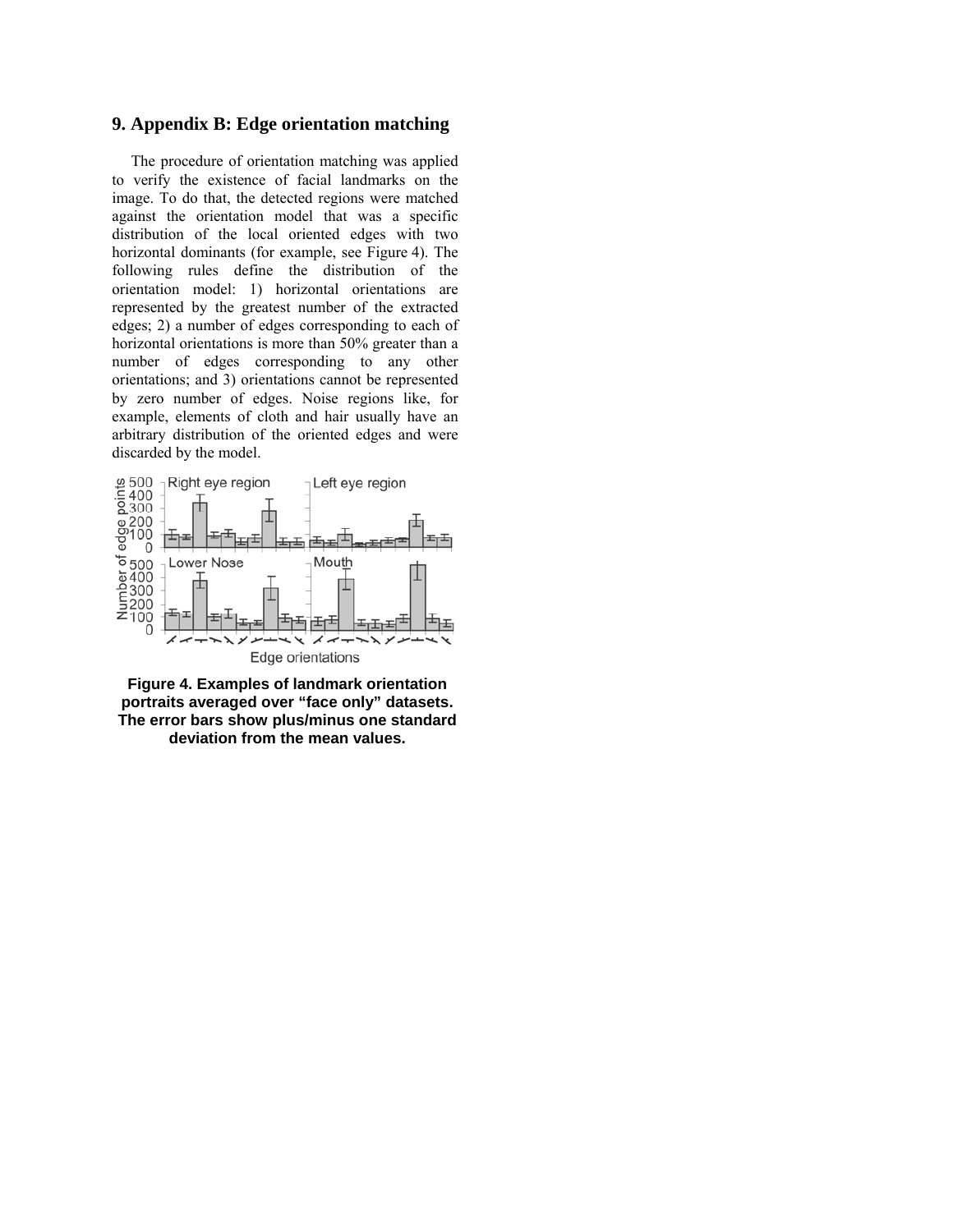## 9. Appendix B: Edge orientation matching

The procedure of orientation matching was applied to verify the existence of facial landmarks on the image. To do that, the detected regions were matched against the orientation model that was a specific distribution of the local oriented edges with two horizontal dominants (for example, see Figure 4). The following rules define the distribution of the orientation model: 1) horizontal orientations are represented by the greatest number of the extracted edges; 2) a number of edges corresponding to each of horizontal orientations is more than 50% greater than a number of edges corresponding to any other orientations; and 3) orientations cannot be represented by zero number of edges. Noise regions like, for example, elements of cloth and hair usually have an arbitrary distribution of the oriented edges and were discarded by the model.

Number of edge points

500
400
300
200
100
0

Right eye region

Left eye region

Lower Nose

Mouth

Edge orientations

**Figure 4. Examples of landmark orientation portraits averaged over "face only" datasets. The error bars show plus/minus one standard deviation from the mean values.**